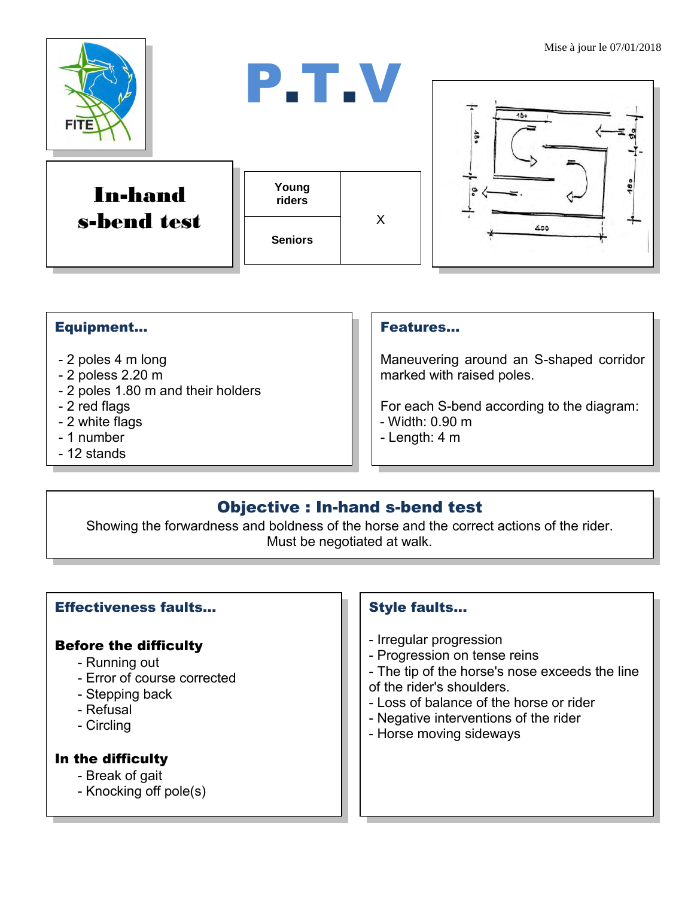Mise à jour le 07/01/2018

# P.T.V

# In-hand s-bend test

| Young riders | X |
| --- | --- |
| Seniors | |

## Equipment...

- 2 poles 4 m long
- 2 polesss 2.20 m
- 2 poles 1.80 m and their holders
- 2 red flags
- 2 white flags
- 1 number
- 12 stands

## Features...

Maneuvering around an S-shaped corridor marked with raised poles.

For each S-bend according to the diagram:
- Width: 0.90 m
- Length: 4 m

## Objective : In-hand s-bend test

Showing the forwardness and boldness of the horse and the correct actions of the rider.
Must be negotiated at walk.

## Effectiveness faults...

### Before the difficulty

- Running out
- Error of course corrected
- Stepping back
- Refusal
- Circling

### In the difficulty

- Break of gait
- Knocking off pole(s)

## Style faults...

- Irregular progression
- Progression on tense reins
- The tip of the horse's nose exceeds the line of the rider's shoulders.
- Loss of balance of the horse or rider
- Negative interventions of the rider
- Horse moving sideways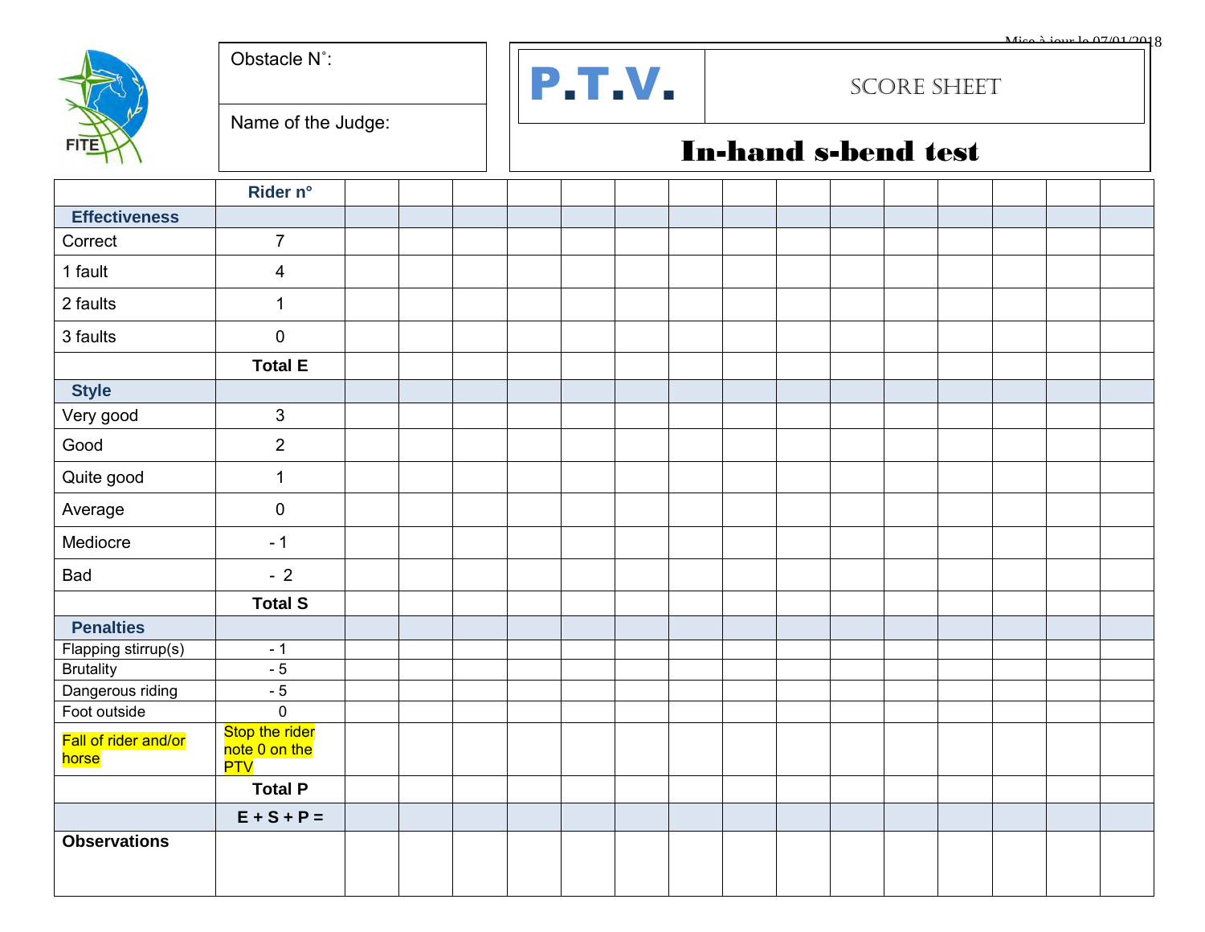Mise à jour le 07/01/2018

FITE

| Obstacle N°: |
|---|
| Name of the Judge: |

# P.T.V.

SCORE SHEET

## In-hand s-bend test

| | Rider n° | | | | | | | | | | | | | | | |
|---|---|---|---|---|---|---|---|---|---|---|---|---|---|---|---|---|
| **Effectiveness** | | | | | | | | | | | | | | | | |
| Correct | 7 | | | | | | | | | | | | | | | |
| 1 fault | 4 | | | | | | | | | | | | | | | |
| 2 faults | 1 | | | | | | | | | | | | | | | |
| 3 faults | 0 | | | | | | | | | | | | | | | |
| | **Total E** | | | | | | | | | | | | | | | |
| **Style** | | | | | | | | | | | | | | | | |
| Very good | 3 | | | | | | | | | | | | | | | |
| Good | 2 | | | | | | | | | | | | | | | |
| Quite good | 1 | | | | | | | | | | | | | | | |
| Average | 0 | | | | | | | | | | | | | | | |
| Mediocre | - 1 | | | | | | | | | | | | | | | |
| Bad | - 2 | | | | | | | | | | | | | | | |
| | **Total S** | | | | | | | | | | | | | | | |
| **Penalties** | | | | | | | | | | | | | | | | |
| Flapping stirrup(s) | - 1 | | | | | | | | | | | | | | | |
| Brutality | - 5 | | | | | | | | | | | | | | | |
| Dangerous riding | - 5 | | | | | | | | | | | | | | | |
| Foot outside | 0 | | | | | | | | | | | | | | | |
| Fall of rider and/or horse | Stop the rider note 0 on the PTV | | | | | | | | | | | | | | | |
| | **Total P** | | | | | | | | | | | | | | | |
| | **E + S + P =** | | | | | | | | | | | | | | | |
| **Observations** | | | | | | | | | | | | | | | | |